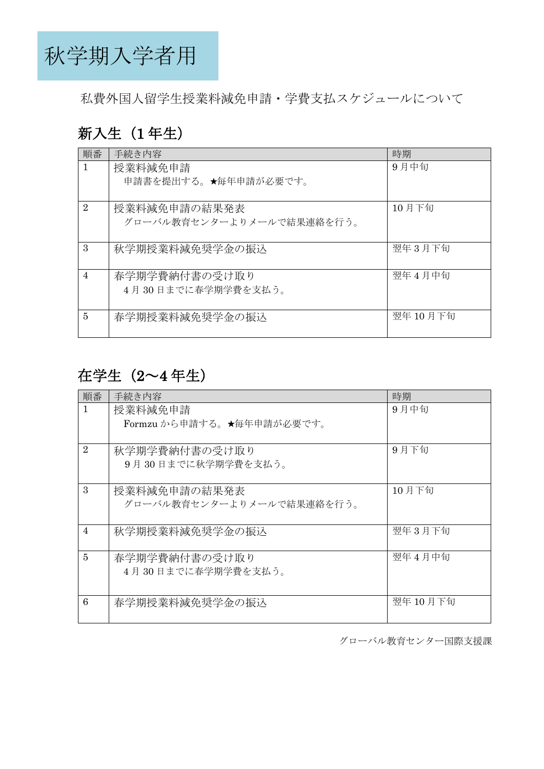# 秋学期入学者用

私費外国人留学生授業料減免申請・学費支払スケジュールについて

## 新入生（1 年生）

| 順番 | 手続き内容 | 時期 |
|---|---|---|
| 1 | 授業料減免申請<br>申請書を提出する。★毎年申請が必要です。 | 9 月中旬 |
| 2 | 授業料減免申請の結果発表<br>グローバル教育センターよりメールで結果連絡を行う。 | 10 月下旬 |
| 3 | 秋学期授業料減免奨学金の振込 | 翌年 3 月下旬 |
| 4 | 春学期学費納付書の受け取り<br>4 月 30 日までに春学期学費を支払う。 | 翌年 4 月中旬 |
| 5 | 春学期授業料減免奨学金の振込 | 翌年 10 月下旬 |

## 在学生（2～4 年生）

| 順番 | 手続き内容 | 時期 |
|---|---|---|
| 1 | 授業料減免申請<br>Formzu から申請する。★毎年申請が必要です。 | 9 月中旬 |
| 2 | 秋学期学費納付書の受け取り<br>9 月 30 日までに秋学期学費を支払う。 | 9 月下旬 |
| 3 | 授業料減免申請の結果発表<br>グローバル教育センターよりメールで結果連絡を行う。 | 10 月下旬 |
| 4 | 秋学期授業料減免奨学金の振込 | 翌年 3 月下旬 |
| 5 | 春学期学費納付書の受け取り<br>4 月 30 日までに春学期学費を支払う。 | 翌年 4 月中旬 |
| 6 | 春学期授業料減免奨学金の振込 | 翌年 10 月下旬 |

グローバル教育センター国際支援課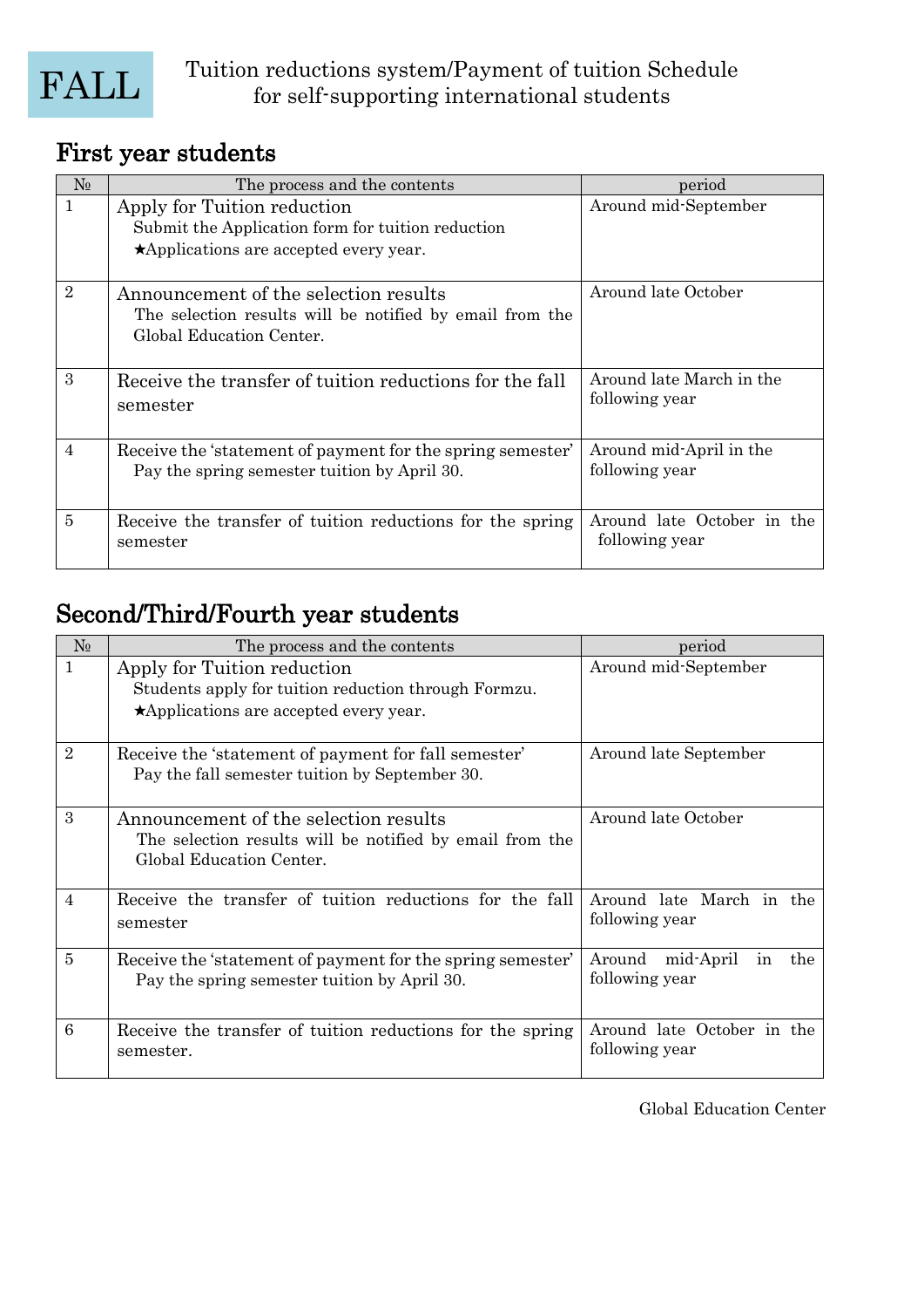FALL

# Tuition reductions system/Payment of tuition Schedule for self-supporting international students

## First year students

| № | The process and the contents | period |
|---|---|---|
| 1 | Apply for Tuition reduction<br>Submit the Application form for tuition reduction<br>★Applications are accepted every year. | Around mid-September |
| 2 | Announcement of the selection results<br>The selection results will be notified by email from the Global Education Center. | Around late October |
| 3 | Receive the transfer of tuition reductions for the fall semester | Around late March in the following year |
| 4 | Receive the 'statement of payment for the spring semester'<br>Pay the spring semester tuition by April 30. | Around mid-April in the following year |
| 5 | Receive the transfer of tuition reductions for the spring semester | Around late October in the following year |

## Second/Third/Fourth year students

| № | The process and the contents | period |
|---|---|---|
| 1 | Apply for Tuition reduction<br>Students apply for tuition reduction through Formzu.<br>★Applications are accepted every year. | Around mid-September |
| 2 | Receive the 'statement of payment for fall semester'<br>Pay the fall semester tuition by September 30. | Around late September |
| 3 | Announcement of the selection results<br>The selection results will be notified by email from the Global Education Center. | Around late October |
| 4 | Receive the transfer of tuition reductions for the fall semester | Around late March in the following year |
| 5 | Receive the 'statement of payment for the spring semester'<br>Pay the spring semester tuition by April 30. | Around mid-April in the following year |
| 6 | Receive the transfer of tuition reductions for the spring semester. | Around late October in the following year |

Global Education Center